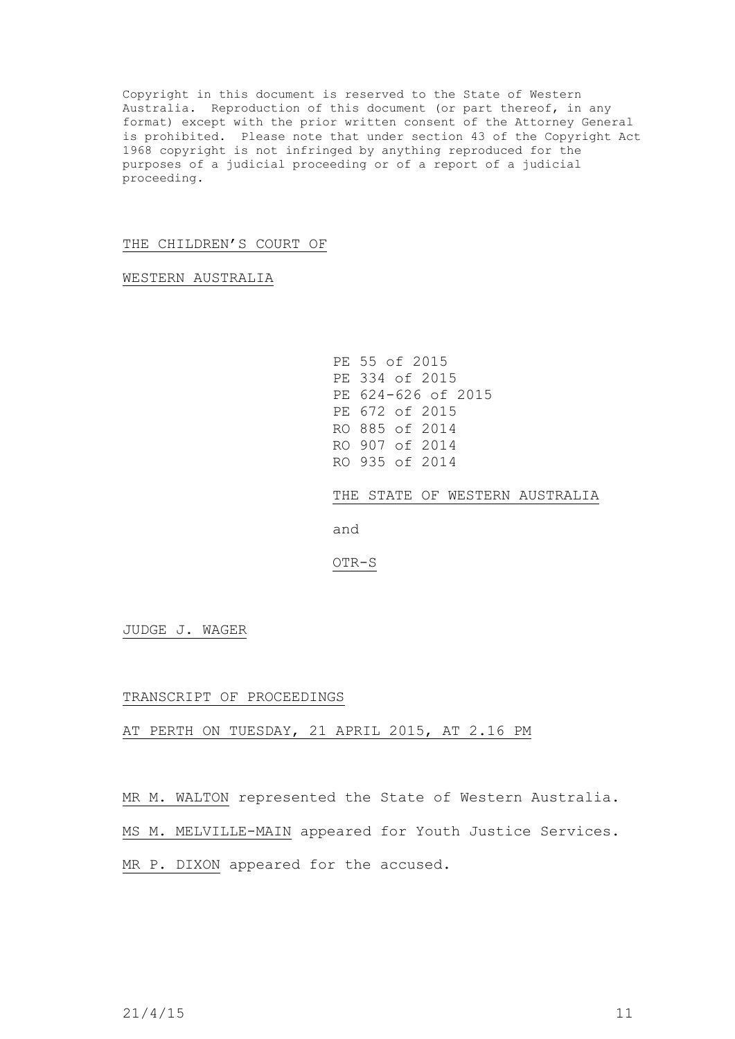Copyright in this document is reserved to the State of Western Australia. Reproduction of this document (or part thereof, in any format) except with the prior written consent of the Attorney General is prohibited. Please note that under section 43 of the Copyright Act 1968 copyright is not infringed by anything reproduced for the purposes of a judicial proceeding or of a report of a judicial proceeding.

THE CHILDREN'S COURT OF

WESTERN AUSTRALIA

PE 55 of 2015
PE 334 of 2015
PE 624-626 of 2015
PE 672 of 2015
RO 885 of 2014
RO 907 of 2014
RO 935 of 2014

THE STATE OF WESTERN AUSTRALIA

and

OTR-S

JUDGE J. WAGER

TRANSCRIPT OF PROCEEDINGS

AT PERTH ON TUESDAY, 21 APRIL 2015, AT 2.16 PM

MR M. WALTON represented the State of Western Australia.

MS M. MELVILLE-MAIN appeared for Youth Justice Services.

MR P. DIXON appeared for the accused.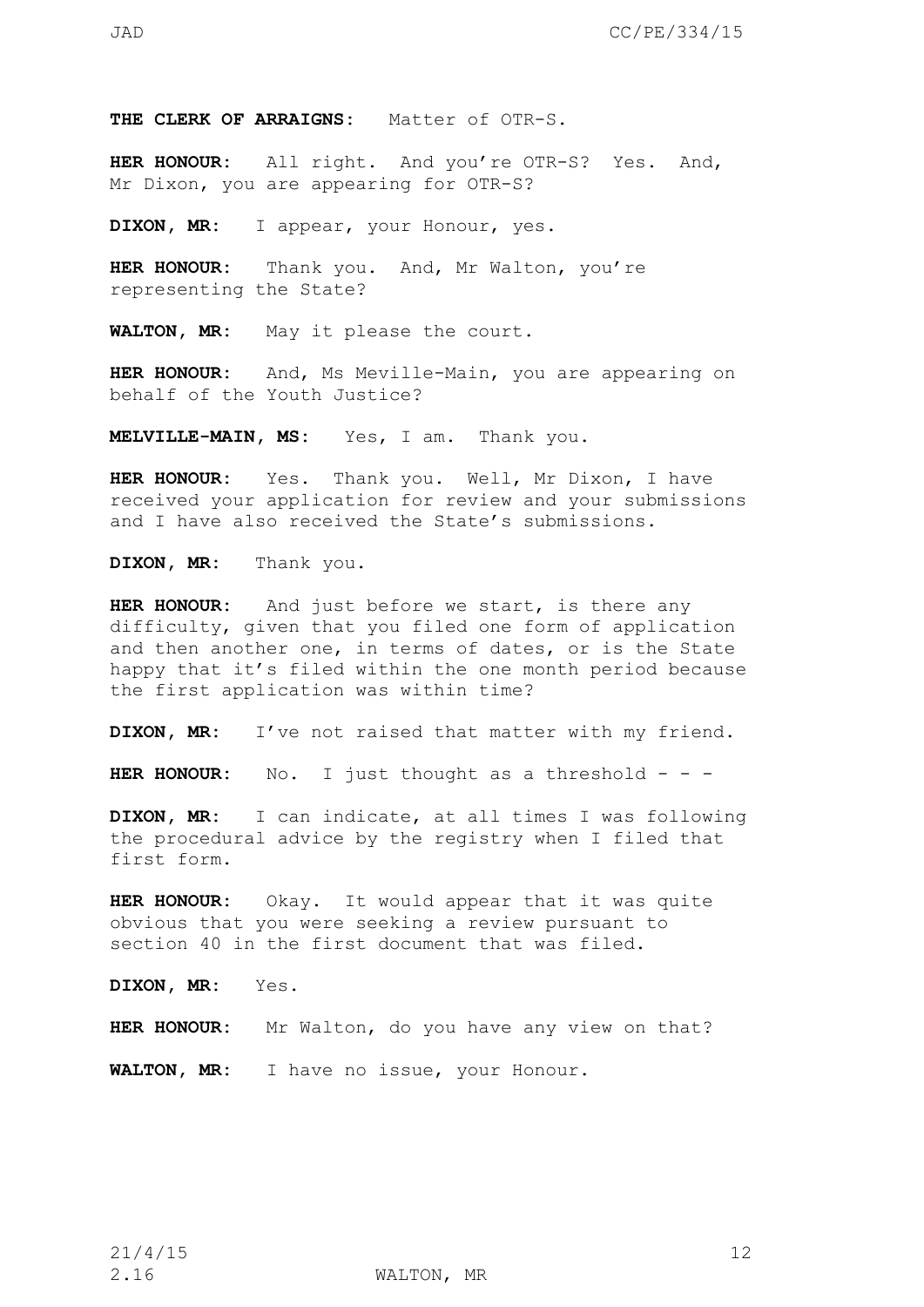**THE CLERK OF ARRAIGNS:** Matter of OTR-S.

**HER HONOUR:** All right. And you're OTR-S? Yes. And, Mr Dixon, you are appearing for OTR-S?

**DIXON, MR:** I appear, your Honour, yes.

**HER HONOUR:** Thank you. And, Mr Walton, you're representing the State?

**WALTON, MR:** May it please the court.

**HER HONOUR:** And, Ms Meville-Main, you are appearing on behalf of the Youth Justice?

**MELVILLE-MAIN, MS:** Yes, I am. Thank you.

**HER HONOUR:** Yes. Thank you. Well, Mr Dixon, I have received your application for review and your submissions and I have also received the State's submissions.

**DIXON, MR:** Thank you.

**HER HONOUR:** And just before we start, is there any difficulty, given that you filed one form of application and then another one, in terms of dates, or is the State happy that it's filed within the one month period because the first application was within time?

**DIXON, MR:** I've not raised that matter with my friend.

**HER HONOUR:** No. I just thought as a threshold - - -

**DIXON, MR:** I can indicate, at all times I was following the procedural advice by the registry when I filed that first form.

**HER HONOUR:** Okay. It would appear that it was quite obvious that you were seeking a review pursuant to section 40 in the first document that was filed.

**DIXON, MR:** Yes.

**HER HONOUR:** Mr Walton, do you have any view on that?

**WALTON, MR:** I have no issue, your Honour.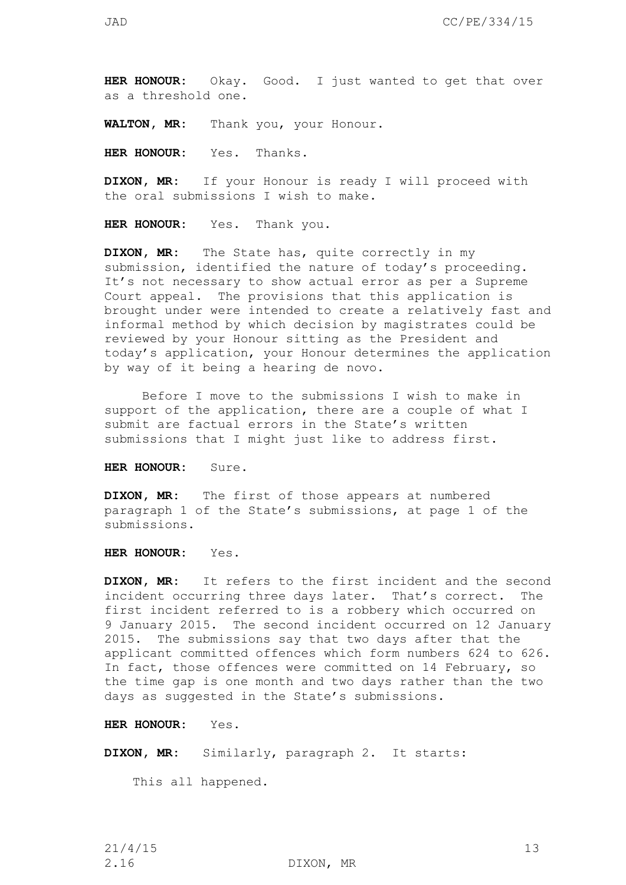**HER HONOUR:** Okay. Good. I just wanted to get that over as a threshold one.

**WALTON, MR:** Thank you, your Honour.

**HER HONOUR:** Yes. Thanks.

**DIXON, MR:** If your Honour is ready I will proceed with the oral submissions I wish to make.

**HER HONOUR:** Yes. Thank you.

**DIXON, MR:** The State has, quite correctly in my submission, identified the nature of today's proceeding. It's not necessary to show actual error as per a Supreme Court appeal. The provisions that this application is brought under were intended to create a relatively fast and informal method by which decision by magistrates could be reviewed by your Honour sitting as the President and today's application, your Honour determines the application by way of it being a hearing de novo.

Before I move to the submissions I wish to make in support of the application, there are a couple of what I submit are factual errors in the State's written submissions that I might just like to address first.

**HER HONOUR:** Sure.

**DIXON, MR:** The first of those appears at numbered paragraph 1 of the State's submissions, at page 1 of the submissions.

**HER HONOUR:** Yes.

**DIXON, MR:** It refers to the first incident and the second incident occurring three days later. That's correct. The first incident referred to is a robbery which occurred on 9 January 2015. The second incident occurred on 12 January 2015. The submissions say that two days after that the applicant committed offences which form numbers 624 to 626. In fact, those offences were committed on 14 February, so the time gap is one month and two days rather than the two days as suggested in the State's submissions.

**HER HONOUR:** Yes.

**DIXON, MR:** Similarly, paragraph 2. It starts:

> This all happened.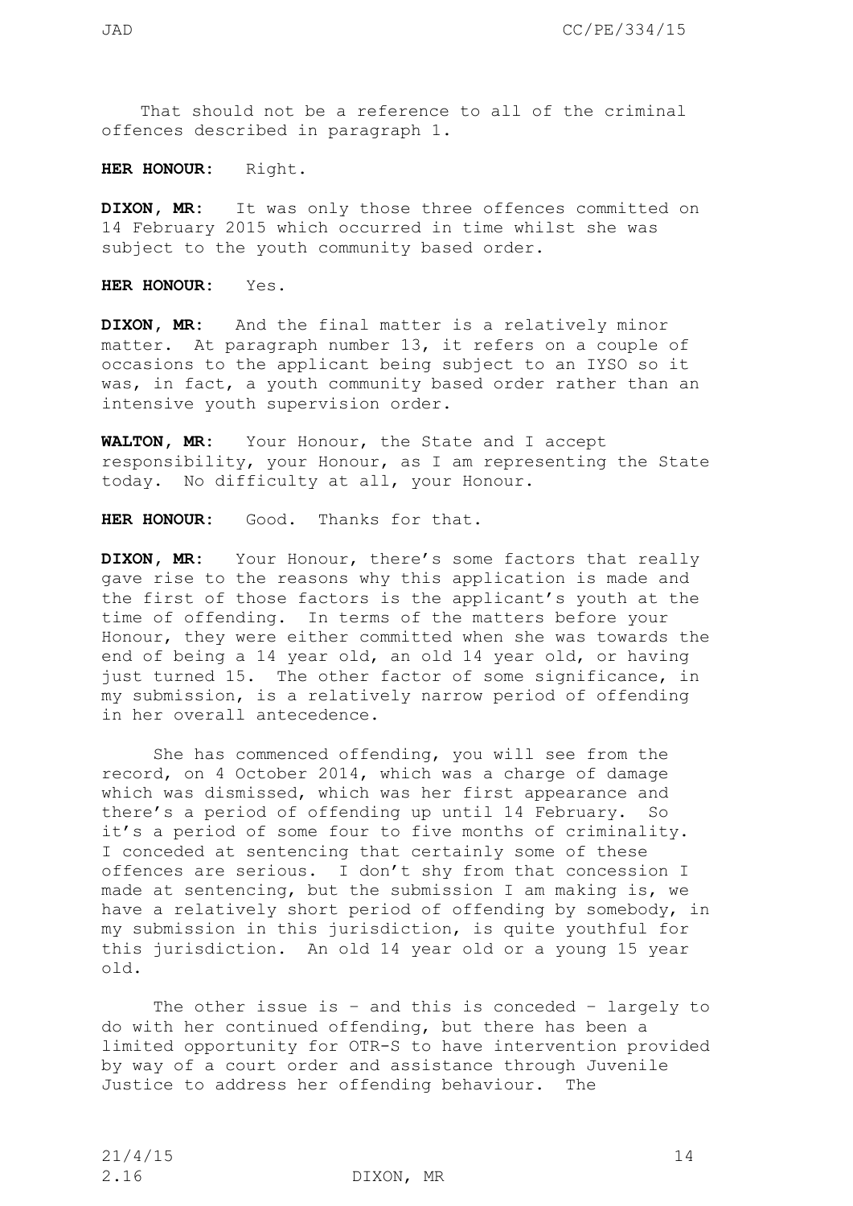That should not be a reference to all of the criminal offences described in paragraph 1.

**HER HONOUR:** Right.

**DIXON, MR:** It was only those three offences committed on 14 February 2015 which occurred in time whilst she was subject to the youth community based order.

**HER HONOUR:** Yes.

**DIXON, MR:** And the final matter is a relatively minor matter. At paragraph number 13, it refers on a couple of occasions to the applicant being subject to an IYSO so it was, in fact, a youth community based order rather than an intensive youth supervision order.

**WALTON, MR:** Your Honour, the State and I accept responsibility, your Honour, as I am representing the State today. No difficulty at all, your Honour.

**HER HONOUR:** Good. Thanks for that.

**DIXON, MR:** Your Honour, there's some factors that really gave rise to the reasons why this application is made and the first of those factors is the applicant's youth at the time of offending. In terms of the matters before your Honour, they were either committed when she was towards the end of being a 14 year old, an old 14 year old, or having just turned 15. The other factor of some significance, in my submission, is a relatively narrow period of offending in her overall antecedence.

She has commenced offending, you will see from the record, on 4 October 2014, which was a charge of damage which was dismissed, which was her first appearance and there's a period of offending up until 14 February. So it's a period of some four to five months of criminality. I conceded at sentencing that certainly some of these offences are serious. I don't shy from that concession I made at sentencing, but the submission I am making is, we have a relatively short period of offending by somebody, in my submission in this jurisdiction, is quite youthful for this jurisdiction. An old 14 year old or a young 15 year old.

The other issue is – and this is conceded – largely to do with her continued offending, but there has been a limited opportunity for OTR-S to have intervention provided by way of a court order and assistance through Juvenile Justice to address her offending behaviour. The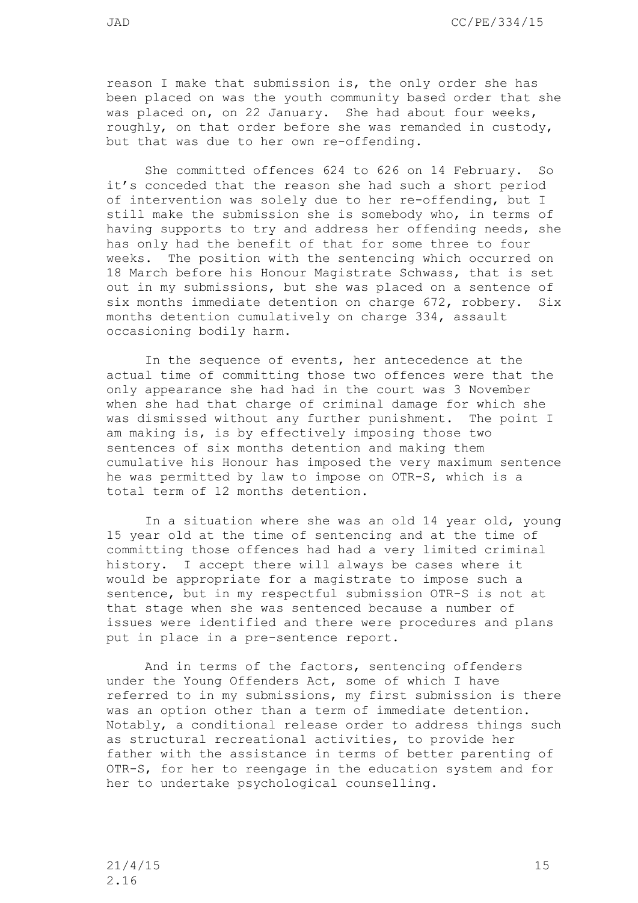reason I make that submission is, the only order she has been placed on was the youth community based order that she was placed on, on 22 January. She had about four weeks, roughly, on that order before she was remanded in custody, but that was due to her own re-offending.

She committed offences 624 to 626 on 14 February. So it's conceded that the reason she had such a short period of intervention was solely due to her re-offending, but I still make the submission she is somebody who, in terms of having supports to try and address her offending needs, she has only had the benefit of that for some three to four weeks. The position with the sentencing which occurred on 18 March before his Honour Magistrate Schwass, that is set out in my submissions, but she was placed on a sentence of six months immediate detention on charge 672, robbery. Six months detention cumulatively on charge 334, assault occasioning bodily harm.

In the sequence of events, her antecedence at the actual time of committing those two offences were that the only appearance she had had in the court was 3 November when she had that charge of criminal damage for which she was dismissed without any further punishment. The point I am making is, is by effectively imposing those two sentences of six months detention and making them cumulative his Honour has imposed the very maximum sentence he was permitted by law to impose on OTR-S, which is a total term of 12 months detention.

In a situation where she was an old 14 year old, young 15 year old at the time of sentencing and at the time of committing those offences had had a very limited criminal history. I accept there will always be cases where it would be appropriate for a magistrate to impose such a sentence, but in my respectful submission OTR-S is not at that stage when she was sentenced because a number of issues were identified and there were procedures and plans put in place in a pre-sentence report.

And in terms of the factors, sentencing offenders under the Young Offenders Act, some of which I have referred to in my submissions, my first submission is there was an option other than a term of immediate detention. Notably, a conditional release order to address things such as structural recreational activities, to provide her father with the assistance in terms of better parenting of OTR-S, for her to reengage in the education system and for her to undertake psychological counselling.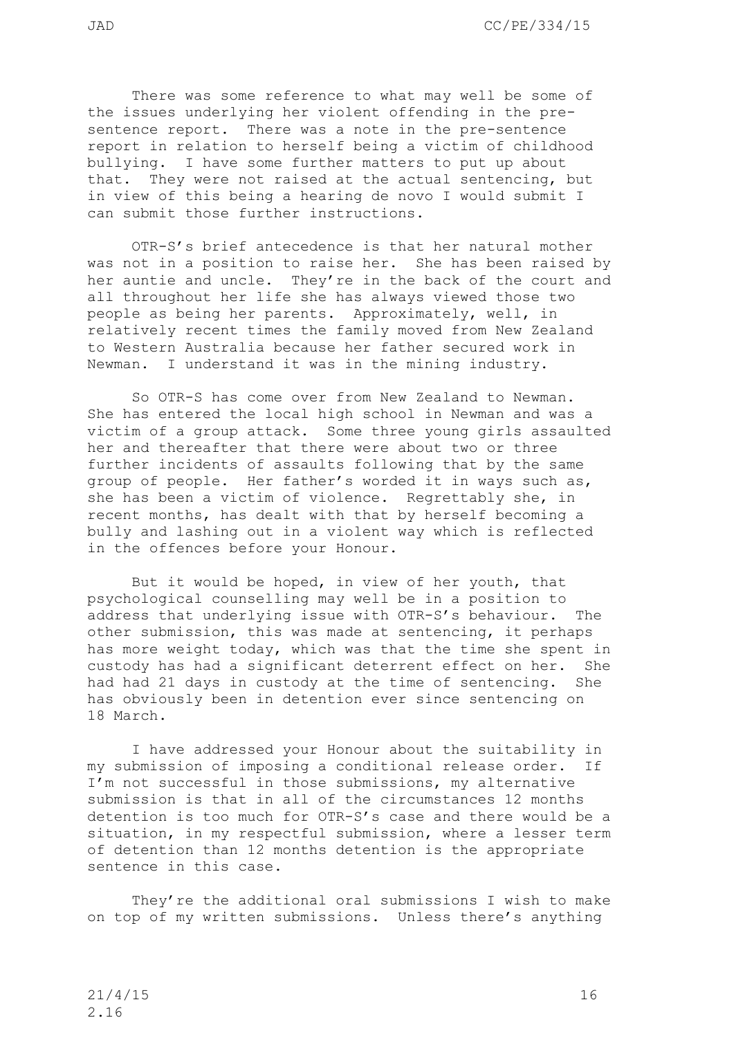There was some reference to what may well be some of the issues underlying her violent offending in the pre-sentence report. There was a note in the pre-sentence report in relation to herself being a victim of childhood bullying. I have some further matters to put up about that. They were not raised at the actual sentencing, but in view of this being a hearing de novo I would submit I can submit those further instructions.

OTR-S's brief antecedence is that her natural mother was not in a position to raise her. She has been raised by her auntie and uncle. They're in the back of the court and all throughout her life she has always viewed those two people as being her parents. Approximately, well, in relatively recent times the family moved from New Zealand to Western Australia because her father secured work in Newman. I understand it was in the mining industry.

So OTR-S has come over from New Zealand to Newman. She has entered the local high school in Newman and was a victim of a group attack. Some three young girls assaulted her and thereafter that there were about two or three further incidents of assaults following that by the same group of people. Her father's worded it in ways such as, she has been a victim of violence. Regrettably she, in recent months, has dealt with that by herself becoming a bully and lashing out in a violent way which is reflected in the offences before your Honour.

But it would be hoped, in view of her youth, that psychological counselling may well be in a position to address that underlying issue with OTR-S's behaviour. The other submission, this was made at sentencing, it perhaps has more weight today, which was that the time she spent in custody has had a significant deterrent effect on her. She had had 21 days in custody at the time of sentencing. She has obviously been in detention ever since sentencing on 18 March.

I have addressed your Honour about the suitability in my submission of imposing a conditional release order. If I'm not successful in those submissions, my alternative submission is that in all of the circumstances 12 months detention is too much for OTR-S's case and there would be a situation, in my respectful submission, where a lesser term of detention than 12 months detention is the appropriate sentence in this case.

They're the additional oral submissions I wish to make on top of my written submissions. Unless there's anything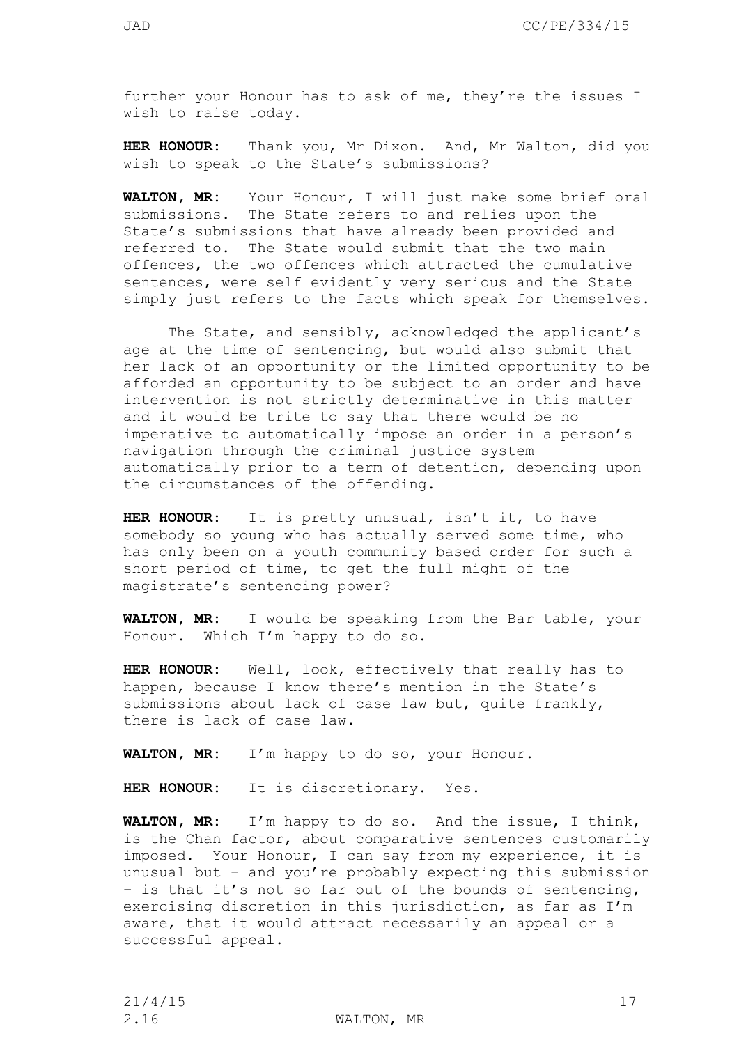further your Honour has to ask of me, they're the issues I wish to raise today.

**HER HONOUR:** Thank you, Mr Dixon. And, Mr Walton, did you wish to speak to the State's submissions?

**WALTON, MR:** Your Honour, I will just make some brief oral submissions. The State refers to and relies upon the State's submissions that have already been provided and referred to. The State would submit that the two main offences, the two offences which attracted the cumulative sentences, were self evidently very serious and the State simply just refers to the facts which speak for themselves.

The State, and sensibly, acknowledged the applicant's age at the time of sentencing, but would also submit that her lack of an opportunity or the limited opportunity to be afforded an opportunity to be subject to an order and have intervention is not strictly determinative in this matter and it would be trite to say that there would be no imperative to automatically impose an order in a person's navigation through the criminal justice system automatically prior to a term of detention, depending upon the circumstances of the offending.

**HER HONOUR:** It is pretty unusual, isn't it, to have somebody so young who has actually served some time, who has only been on a youth community based order for such a short period of time, to get the full might of the magistrate's sentencing power?

**WALTON, MR:** I would be speaking from the Bar table, your Honour. Which I'm happy to do so.

**HER HONOUR:** Well, look, effectively that really has to happen, because I know there's mention in the State's submissions about lack of case law but, quite frankly, there is lack of case law.

**WALTON, MR:** I'm happy to do so, your Honour.

**HER HONOUR:** It is discretionary. Yes.

**WALTON, MR:** I'm happy to do so. And the issue, I think, is the Chan factor, about comparative sentences customarily imposed. Your Honour, I can say from my experience, it is unusual but – and you're probably expecting this submission – is that it's not so far out of the bounds of sentencing, exercising discretion in this jurisdiction, as far as I'm aware, that it would attract necessarily an appeal or a successful appeal.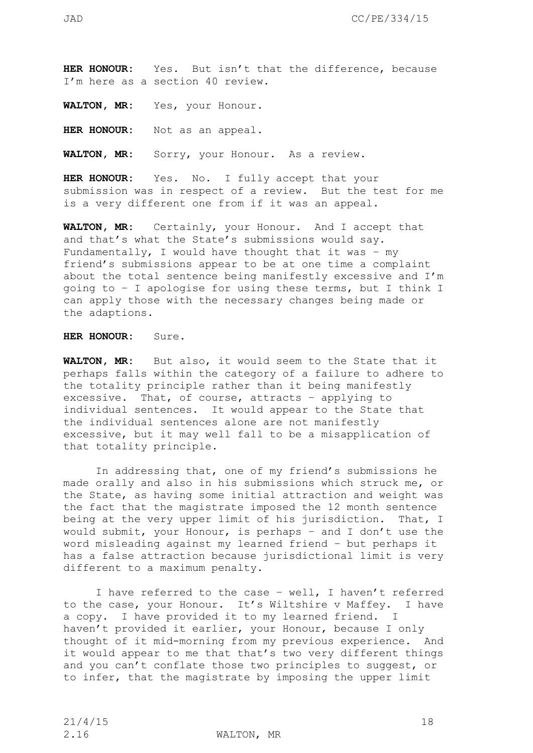**HER HONOUR**: Yes. But isn't that the difference, because I'm here as a section 40 review.

**WALTON, MR**: Yes, your Honour.

**HER HONOUR**: Not as an appeal.

**WALTON, MR**: Sorry, your Honour. As a review.

**HER HONOUR**: Yes. No. I fully accept that your submission was in respect of a review. But the test for me is a very different one from if it was an appeal.

**WALTON, MR**: Certainly, your Honour. And I accept that and that's what the State's submissions would say. Fundamentally, I would have thought that it was – my friend's submissions appear to be at one time a complaint about the total sentence being manifestly excessive and I'm going to – I apologise for using these terms, but I think I can apply those with the necessary changes being made or the adaptions.

**HER HONOUR**: Sure.

**WALTON, MR**: But also, it would seem to the State that it perhaps falls within the category of a failure to adhere to the totality principle rather than it being manifestly excessive. That, of course, attracts – applying to individual sentences. It would appear to the State that the individual sentences alone are not manifestly excessive, but it may well fall to be a misapplication of that totality principle.

In addressing that, one of my friend's submissions he made orally and also in his submissions which struck me, or the State, as having some initial attraction and weight was the fact that the magistrate imposed the 12 month sentence being at the very upper limit of his jurisdiction. That, I would submit, your Honour, is perhaps – and I don't use the word misleading against my learned friend – but perhaps it has a false attraction because jurisdictional limit is very different to a maximum penalty.

I have referred to the case – well, I haven't referred to the case, your Honour. It's Wiltshire v Maffey. I have a copy. I have provided it to my learned friend. I haven't provided it earlier, your Honour, because I only thought of it mid-morning from my previous experience. And it would appear to me that that's two very different things and you can't conflate those two principles to suggest, or to infer, that the magistrate by imposing the upper limit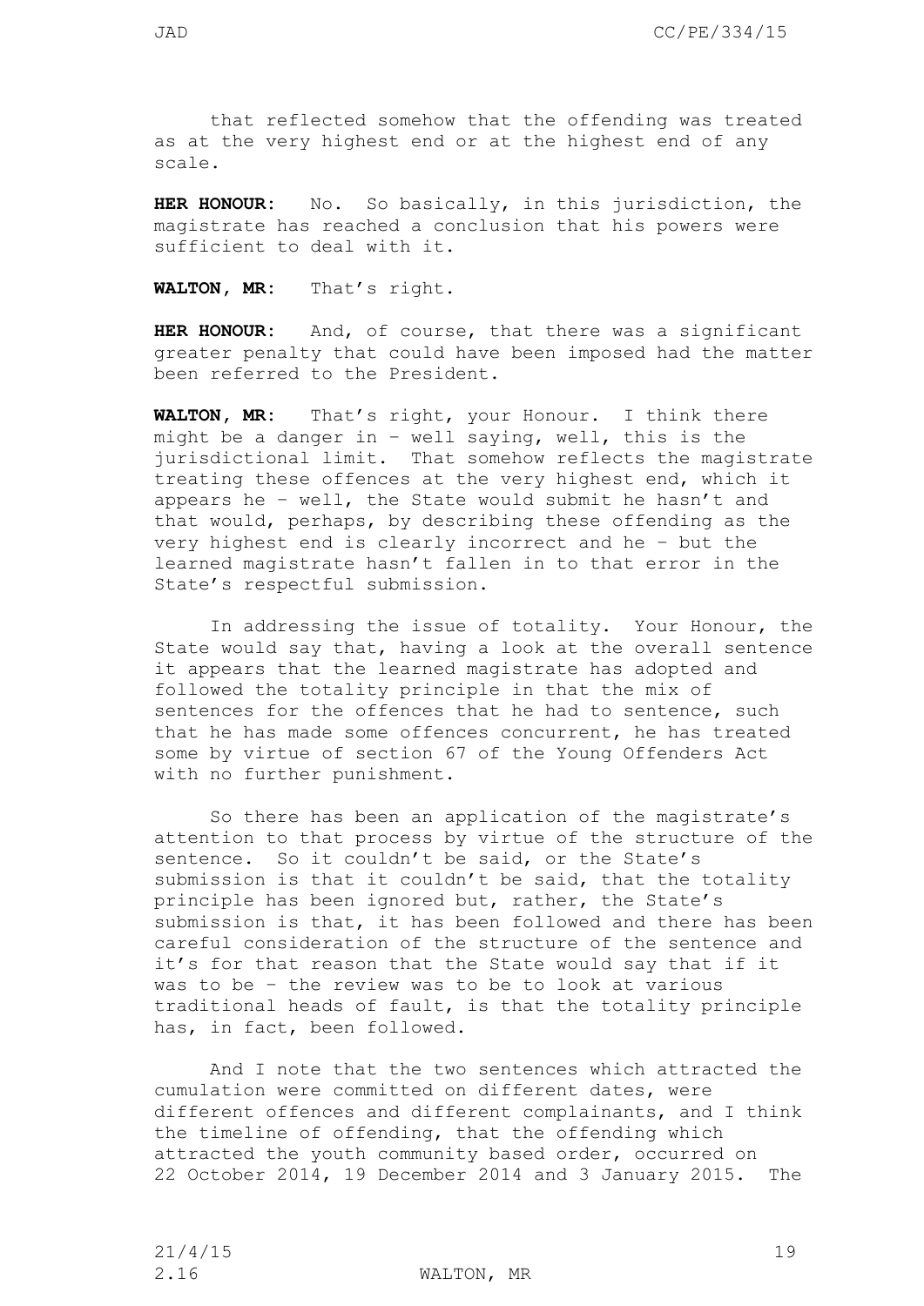that reflected somehow that the offending was treated as at the very highest end or at the highest end of any scale.

**HER HONOUR:** No. So basically, in this jurisdiction, the magistrate has reached a conclusion that his powers were sufficient to deal with it.

**WALTON, MR:** That's right.

**HER HONOUR:** And, of course, that there was a significant greater penalty that could have been imposed had the matter been referred to the President.

**WALTON, MR:** That's right, your Honour. I think there might be a danger in – well saying, well, this is the jurisdictional limit. That somehow reflects the magistrate treating these offences at the very highest end, which it appears he – well, the State would submit he hasn't and that would, perhaps, by describing these offending as the very highest end is clearly incorrect and he – but the learned magistrate hasn't fallen in to that error in the State's respectful submission.

In addressing the issue of totality. Your Honour, the State would say that, having a look at the overall sentence it appears that the learned magistrate has adopted and followed the totality principle in that the mix of sentences for the offences that he had to sentence, such that he has made some offences concurrent, he has treated some by virtue of section 67 of the Young Offenders Act with no further punishment.

So there has been an application of the magistrate's attention to that process by virtue of the structure of the sentence. So it couldn't be said, or the State's submission is that it couldn't be said, that the totality principle has been ignored but, rather, the State's submission is that, it has been followed and there has been careful consideration of the structure of the sentence and it's for that reason that the State would say that if it was to be – the review was to be to look at various traditional heads of fault, is that the totality principle has, in fact, been followed.

And I note that the two sentences which attracted the cumulation were committed on different dates, were different offences and different complainants, and I think the timeline of offending, that the offending which attracted the youth community based order, occurred on 22 October 2014, 19 December 2014 and 3 January 2015. The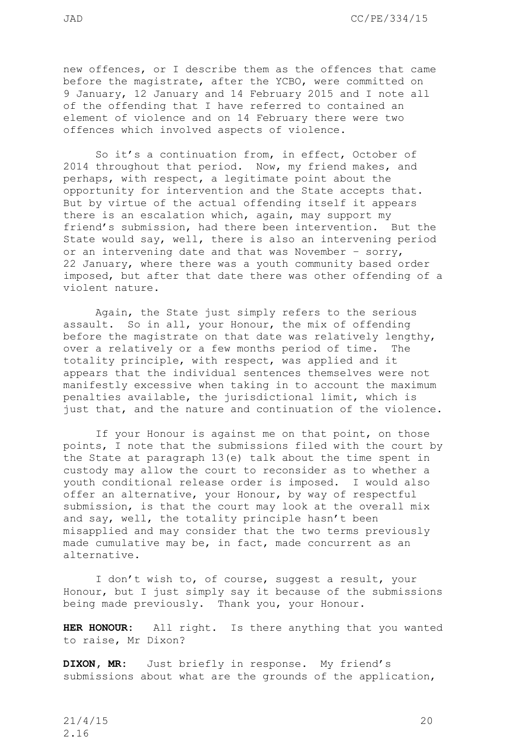new offences, or I describe them as the offences that came before the magistrate, after the YCBO, were committed on 9 January, 12 January and 14 February 2015 and I note all of the offending that I have referred to contained an element of violence and on 14 February there were two offences which involved aspects of violence.

So it's a continuation from, in effect, October of 2014 throughout that period. Now, my friend makes, and perhaps, with respect, a legitimate point about the opportunity for intervention and the State accepts that. But by virtue of the actual offending itself it appears there is an escalation which, again, may support my friend's submission, had there been intervention. But the State would say, well, there is also an intervening period or an intervening date and that was November – sorry, 22 January, where there was a youth community based order imposed, but after that date there was other offending of a violent nature.

Again, the State just simply refers to the serious assault. So in all, your Honour, the mix of offending before the magistrate on that date was relatively lengthy, over a relatively or a few months period of time. The totality principle, with respect, was applied and it appears that the individual sentences themselves were not manifestly excessive when taking in to account the maximum penalties available, the jurisdictional limit, which is just that, and the nature and continuation of the violence.

If your Honour is against me on that point, on those points, I note that the submissions filed with the court by the State at paragraph 13(e) talk about the time spent in custody may allow the court to reconsider as to whether a youth conditional release order is imposed. I would also offer an alternative, your Honour, by way of respectful submission, is that the court may look at the overall mix and say, well, the totality principle hasn't been misapplied and may consider that the two terms previously made cumulative may be, in fact, made concurrent as an alternative.

I don't wish to, of course, suggest a result, your Honour, but I just simply say it because of the submissions being made previously. Thank you, your Honour.

**HER HONOUR:** All right. Is there anything that you wanted to raise, Mr Dixon?

**DIXON, MR:** Just briefly in response. My friend's submissions about what are the grounds of the application,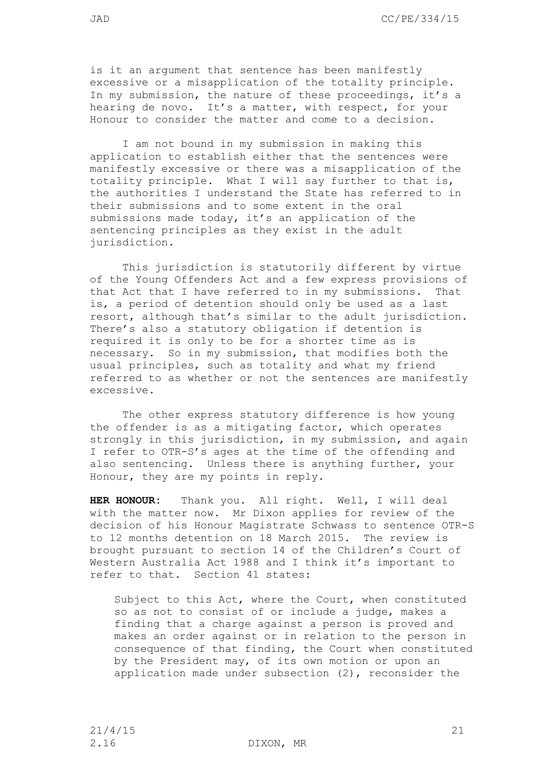is it an argument that sentence has been manifestly excessive or a misapplication of the totality principle. In my submission, the nature of these proceedings, it's a hearing de novo. It's a matter, with respect, for your Honour to consider the matter and come to a decision.

I am not bound in my submission in making this application to establish either that the sentences were manifestly excessive or there was a misapplication of the totality principle. What I will say further to that is, the authorities I understand the State has referred to in their submissions and to some extent in the oral submissions made today, it's an application of the sentencing principles as they exist in the adult jurisdiction.

This jurisdiction is statutorily different by virtue of the Young Offenders Act and a few express provisions of that Act that I have referred to in my submissions. That is, a period of detention should only be used as a last resort, although that's similar to the adult jurisdiction. There's also a statutory obligation if detention is required it is only to be for a shorter time as is necessary. So in my submission, that modifies both the usual principles, such as totality and what my friend referred to as whether or not the sentences are manifestly excessive.

The other express statutory difference is how young the offender is as a mitigating factor, which operates strongly in this jurisdiction, in my submission, and again I refer to OTR-S's ages at the time of the offending and also sentencing. Unless there is anything further, your Honour, they are my points in reply.

**HER HONOUR:** Thank you. All right. Well, I will deal with the matter now. Mr Dixon applies for review of the decision of his Honour Magistrate Schwass to sentence OTR-S to 12 months detention on 18 March 2015. The review is brought pursuant to section 14 of the Children's Court of Western Australia Act 1988 and I think it's important to refer to that. Section 41 states:

> Subject to this Act, where the Court, when constituted so as not to consist of or include a judge, makes a finding that a charge against a person is proved and makes an order against or in relation to the person in consequence of that finding, the Court when constituted by the President may, of its own motion or upon an application made under subsection (2), reconsider the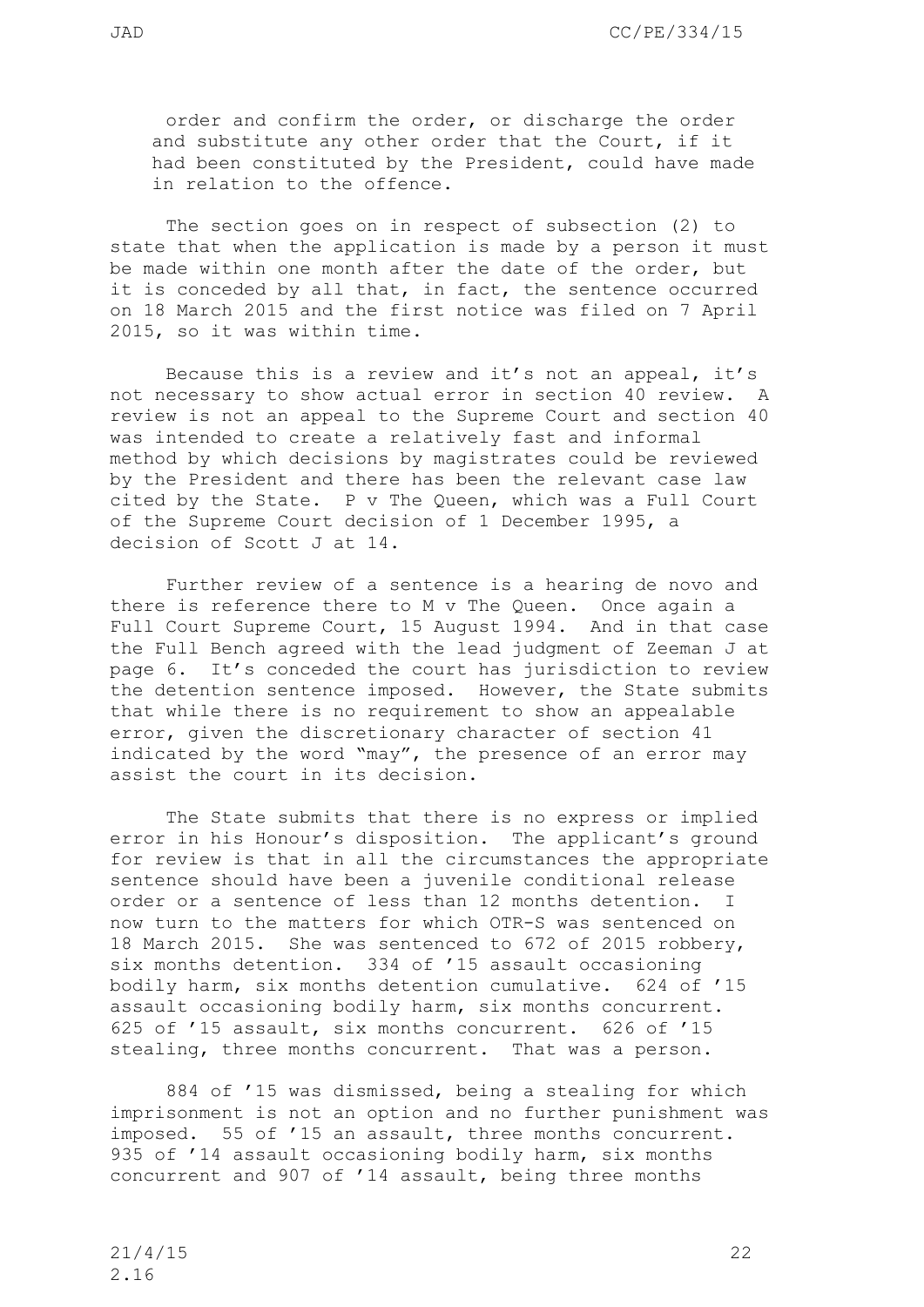order and confirm the order, or discharge the order and substitute any other order that the Court, if it had been constituted by the President, could have made in relation to the offence.

The section goes on in respect of subsection (2) to state that when the application is made by a person it must be made within one month after the date of the order, but it is conceded by all that, in fact, the sentence occurred on 18 March 2015 and the first notice was filed on 7 April 2015, so it was within time.

Because this is a review and it's not an appeal, it's not necessary to show actual error in section 40 review. A review is not an appeal to the Supreme Court and section 40 was intended to create a relatively fast and informal method by which decisions by magistrates could be reviewed by the President and there has been the relevant case law cited by the State. P v The Queen, which was a Full Court of the Supreme Court decision of 1 December 1995, a decision of Scott J at 14.

Further review of a sentence is a hearing de novo and there is reference there to M v The Queen. Once again a Full Court Supreme Court, 15 August 1994. And in that case the Full Bench agreed with the lead judgment of Zeeman J at page 6. It's conceded the court has jurisdiction to review the detention sentence imposed. However, the State submits that while there is no requirement to show an appealable error, given the discretionary character of section 41 indicated by the word "may", the presence of an error may assist the court in its decision.

The State submits that there is no express or implied error in his Honour's disposition. The applicant's ground for review is that in all the circumstances the appropriate sentence should have been a juvenile conditional release order or a sentence of less than 12 months detention. I now turn to the matters for which OTR-S was sentenced on 18 March 2015. She was sentenced to 672 of 2015 robbery, six months detention. 334 of '15 assault occasioning bodily harm, six months detention cumulative. 624 of '15 assault occasioning bodily harm, six months concurrent. 625 of '15 assault, six months concurrent. 626 of '15 stealing, three months concurrent. That was a person.

884 of '15 was dismissed, being a stealing for which imprisonment is not an option and no further punishment was imposed. 55 of '15 an assault, three months concurrent. 935 of '14 assault occasioning bodily harm, six months concurrent and 907 of '14 assault, being three months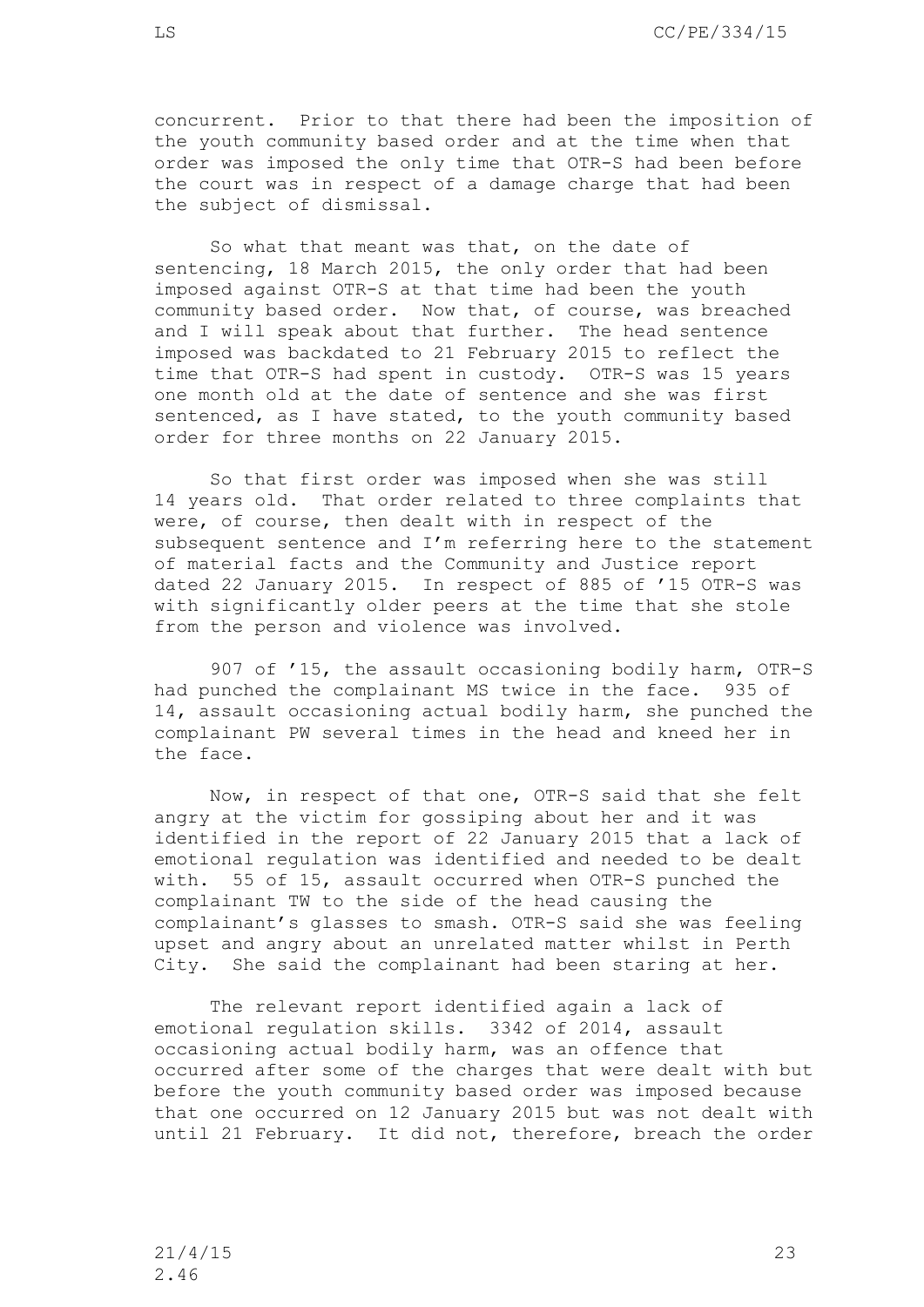concurrent. Prior to that there had been the imposition of the youth community based order and at the time when that order was imposed the only time that OTR-S had been before the court was in respect of a damage charge that had been the subject of dismissal.

So what that meant was that, on the date of sentencing, 18 March 2015, the only order that had been imposed against OTR-S at that time had been the youth community based order. Now that, of course, was breached and I will speak about that further. The head sentence imposed was backdated to 21 February 2015 to reflect the time that OTR-S had spent in custody. OTR-S was 15 years one month old at the date of sentence and she was first sentenced, as I have stated, to the youth community based order for three months on 22 January 2015.

So that first order was imposed when she was still 14 years old. That order related to three complaints that were, of course, then dealt with in respect of the subsequent sentence and I'm referring here to the statement of material facts and the Community and Justice report dated 22 January 2015. In respect of 885 of '15 OTR-S was with significantly older peers at the time that she stole from the person and violence was involved.

907 of '15, the assault occasioning bodily harm, OTR-S had punched the complainant MS twice in the face. 935 of 14, assault occasioning actual bodily harm, she punched the complainant PW several times in the head and kneed her in the face.

Now, in respect of that one, OTR-S said that she felt angry at the victim for gossiping about her and it was identified in the report of 22 January 2015 that a lack of emotional regulation was identified and needed to be dealt with. 55 of 15, assault occurred when OTR-S punched the complainant TW to the side of the head causing the complainant's glasses to smash. OTR-S said she was feeling upset and angry about an unrelated matter whilst in Perth City. She said the complainant had been staring at her.

The relevant report identified again a lack of emotional regulation skills. 3342 of 2014, assault occasioning actual bodily harm, was an offence that occurred after some of the charges that were dealt with but before the youth community based order was imposed because that one occurred on 12 January 2015 but was not dealt with until 21 February. It did not, therefore, breach the order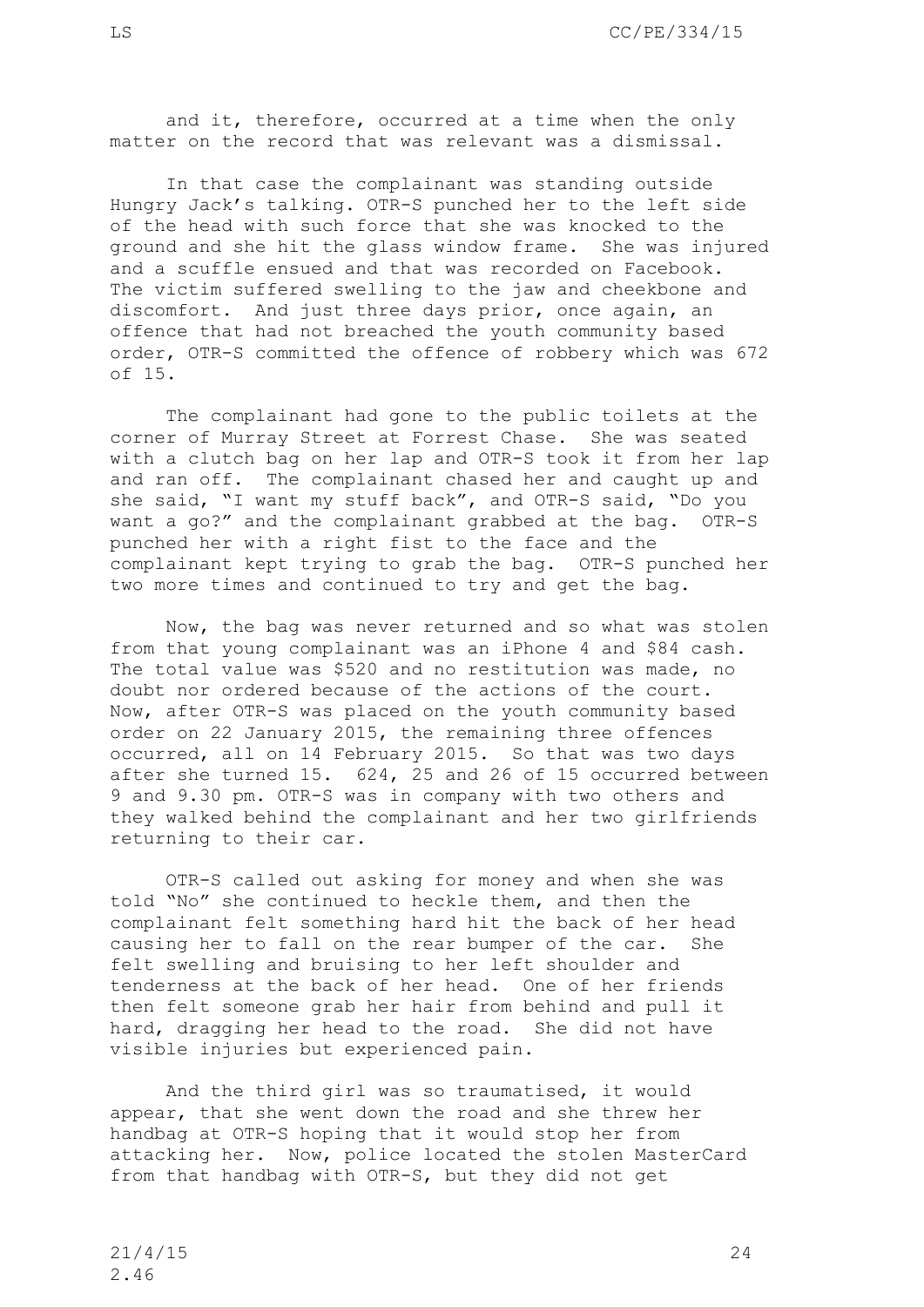and it, therefore, occurred at a time when the only matter on the record that was relevant was a dismissal.

In that case the complainant was standing outside Hungry Jack's talking. OTR-S punched her to the left side of the head with such force that she was knocked to the ground and she hit the glass window frame. She was injured and a scuffle ensued and that was recorded on Facebook. The victim suffered swelling to the jaw and cheekbone and discomfort. And just three days prior, once again, an offence that had not breached the youth community based order, OTR-S committed the offence of robbery which was 672 of 15.

The complainant had gone to the public toilets at the corner of Murray Street at Forrest Chase. She was seated with a clutch bag on her lap and OTR-S took it from her lap and ran off. The complainant chased her and caught up and she said, "I want my stuff back", and OTR-S said, "Do you want a go?" and the complainant grabbed at the bag. OTR-S punched her with a right fist to the face and the complainant kept trying to grab the bag. OTR-S punched her two more times and continued to try and get the bag.

Now, the bag was never returned and so what was stolen from that young complainant was an iPhone 4 and $84 cash. The total value was $520 and no restitution was made, no doubt nor ordered because of the actions of the court. Now, after OTR-S was placed on the youth community based order on 22 January 2015, the remaining three offences occurred, all on 14 February 2015. So that was two days after she turned 15. 624, 25 and 26 of 15 occurred between 9 and 9.30 pm. OTR-S was in company with two others and they walked behind the complainant and her two girlfriends returning to their car.

OTR-S called out asking for money and when she was told "No" she continued to heckle them, and then the complainant felt something hard hit the back of her head causing her to fall on the rear bumper of the car. She felt swelling and bruising to her left shoulder and tenderness at the back of her head. One of her friends then felt someone grab her hair from behind and pull it hard, dragging her head to the road. She did not have visible injuries but experienced pain.

And the third girl was so traumatised, it would appear, that she went down the road and she threw her handbag at OTR-S hoping that it would stop her from attacking her. Now, police located the stolen MasterCard from that handbag with OTR-S, but they did not get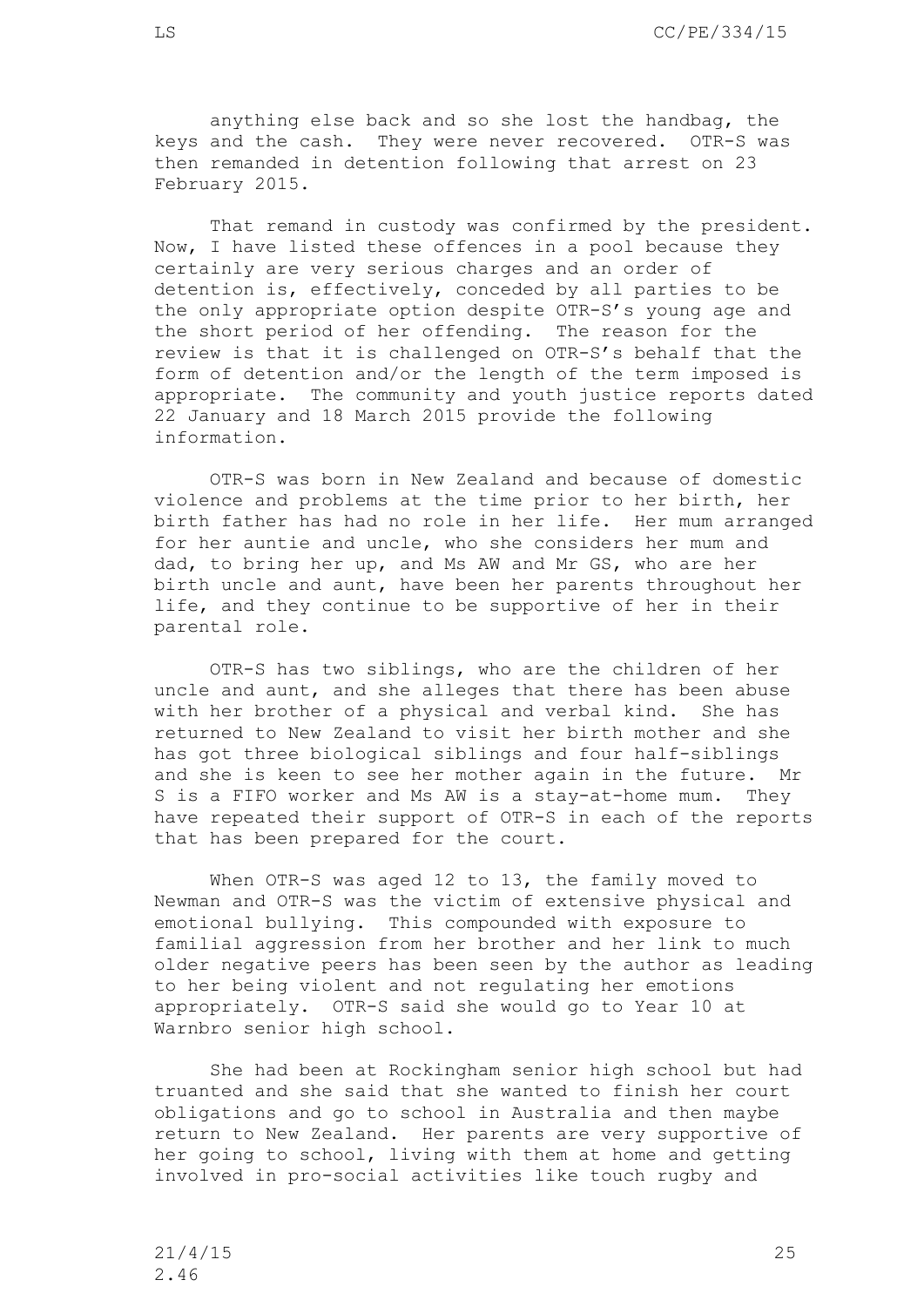anything else back and so she lost the handbag, the keys and the cash. They were never recovered. OTR-S was then remanded in detention following that arrest on 23 February 2015.

That remand in custody was confirmed by the president. Now, I have listed these offences in a pool because they certainly are very serious charges and an order of detention is, effectively, conceded by all parties to be the only appropriate option despite OTR-S's young age and the short period of her offending. The reason for the review is that it is challenged on OTR-S's behalf that the form of detention and/or the length of the term imposed is appropriate. The community and youth justice reports dated 22 January and 18 March 2015 provide the following information.

OTR-S was born in New Zealand and because of domestic violence and problems at the time prior to her birth, her birth father has had no role in her life. Her mum arranged for her auntie and uncle, who she considers her mum and dad, to bring her up, and Ms AW and Mr GS, who are her birth uncle and aunt, have been her parents throughout her life, and they continue to be supportive of her in their parental role.

OTR-S has two siblings, who are the children of her uncle and aunt, and she alleges that there has been abuse with her brother of a physical and verbal kind. She has returned to New Zealand to visit her birth mother and she has got three biological siblings and four half-siblings and she is keen to see her mother again in the future. Mr S is a FIFO worker and Ms AW is a stay-at-home mum. They have repeated their support of OTR-S in each of the reports that has been prepared for the court.

When OTR-S was aged 12 to 13, the family moved to Newman and OTR-S was the victim of extensive physical and emotional bullying. This compounded with exposure to familial aggression from her brother and her link to much older negative peers has been seen by the author as leading to her being violent and not regulating her emotions appropriately. OTR-S said she would go to Year 10 at Warnbro senior high school.

She had been at Rockingham senior high school but had truanted and she said that she wanted to finish her court obligations and go to school in Australia and then maybe return to New Zealand. Her parents are very supportive of her going to school, living with them at home and getting involved in pro-social activities like touch rugby and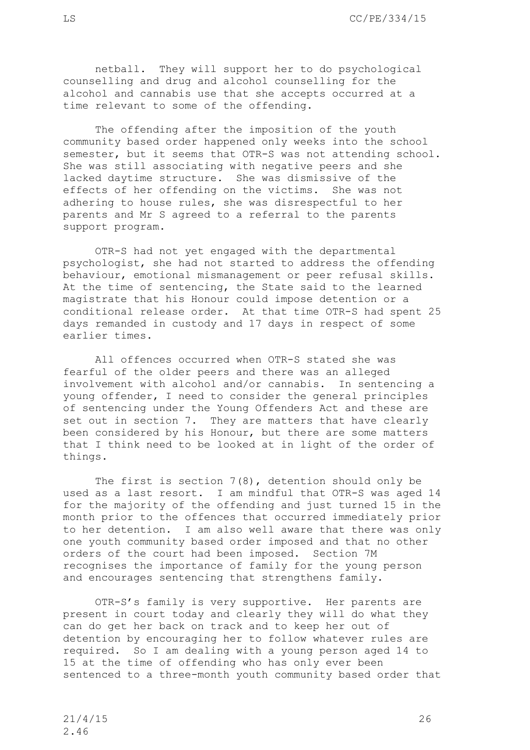netball. They will support her to do psychological counselling and drug and alcohol counselling for the alcohol and cannabis use that she accepts occurred at a time relevant to some of the offending.

The offending after the imposition of the youth community based order happened only weeks into the school semester, but it seems that OTR-S was not attending school. She was still associating with negative peers and she lacked daytime structure. She was dismissive of the effects of her offending on the victims. She was not adhering to house rules, she was disrespectful to her parents and Mr S agreed to a referral to the parents support program.

OTR-S had not yet engaged with the departmental psychologist, she had not started to address the offending behaviour, emotional mismanagement or peer refusal skills. At the time of sentencing, the State said to the learned magistrate that his Honour could impose detention or a conditional release order. At that time OTR-S had spent 25 days remanded in custody and 17 days in respect of some earlier times.

All offences occurred when OTR-S stated she was fearful of the older peers and there was an alleged involvement with alcohol and/or cannabis. In sentencing a young offender, I need to consider the general principles of sentencing under the Young Offenders Act and these are set out in section 7. They are matters that have clearly been considered by his Honour, but there are some matters that I think need to be looked at in light of the order of things.

The first is section 7(8), detention should only be used as a last resort. I am mindful that OTR-S was aged 14 for the majority of the offending and just turned 15 in the month prior to the offences that occurred immediately prior to her detention. I am also well aware that there was only one youth community based order imposed and that no other orders of the court had been imposed. Section 7M recognises the importance of family for the young person and encourages sentencing that strengthens family.

OTR-S's family is very supportive. Her parents are present in court today and clearly they will do what they can do get her back on track and to keep her out of detention by encouraging her to follow whatever rules are required. So I am dealing with a young person aged 14 to 15 at the time of offending who has only ever been sentenced to a three-month youth community based order that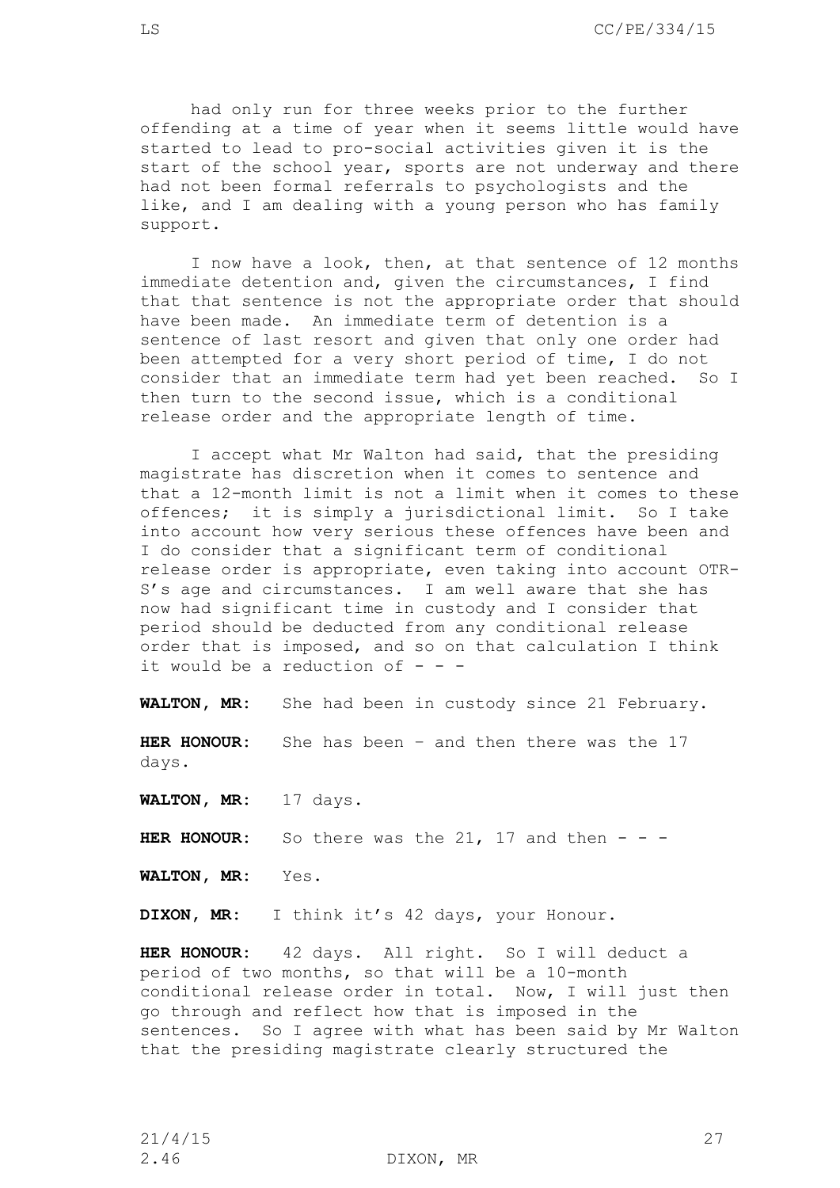had only run for three weeks prior to the further offending at a time of year when it seems little would have started to lead to pro-social activities given it is the start of the school year, sports are not underway and there had not been formal referrals to psychologists and the like, and I am dealing with a young person who has family support.

I now have a look, then, at that sentence of 12 months immediate detention and, given the circumstances, I find that that sentence is not the appropriate order that should have been made. An immediate term of detention is a sentence of last resort and given that only one order had been attempted for a very short period of time, I do not consider that an immediate term had yet been reached. So I then turn to the second issue, which is a conditional release order and the appropriate length of time.

I accept what Mr Walton had said, that the presiding magistrate has discretion when it comes to sentence and that a 12-month limit is not a limit when it comes to these offences; it is simply a jurisdictional limit. So I take into account how very serious these offences have been and I do consider that a significant term of conditional release order is appropriate, even taking into account OTR-S's age and circumstances. I am well aware that she has now had significant time in custody and I consider that period should be deducted from any conditional release order that is imposed, and so on that calculation I think it would be a reduction of - - -

**WALTON, MR:** She had been in custody since 21 February.

**HER HONOUR:** She has been – and then there was the 17 days.

**WALTON, MR:** 17 days.

**HER HONOUR:** So there was the 21, 17 and then - - -

**WALTON, MR:** Yes.

**DIXON, MR:** I think it's 42 days, your Honour.

**HER HONOUR:** 42 days. All right. So I will deduct a period of two months, so that will be a 10-month conditional release order in total. Now, I will just then go through and reflect how that is imposed in the sentences. So I agree with what has been said by Mr Walton that the presiding magistrate clearly structured the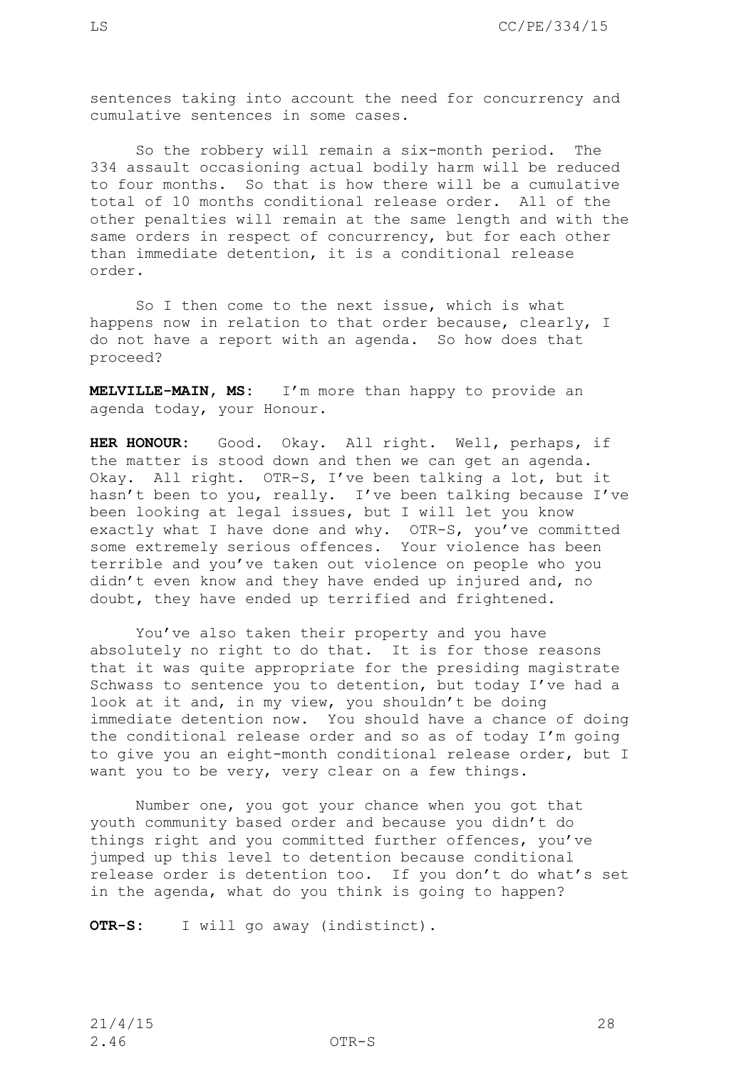sentences taking into account the need for concurrency and cumulative sentences in some cases.

So the robbery will remain a six-month period. The 334 assault occasioning actual bodily harm will be reduced to four months. So that is how there will be a cumulative total of 10 months conditional release order. All of the other penalties will remain at the same length and with the same orders in respect of concurrency, but for each other than immediate detention, it is a conditional release order.

So I then come to the next issue, which is what happens now in relation to that order because, clearly, I do not have a report with an agenda. So how does that proceed?

**MELVILLE-MAIN, MS:** I'm more than happy to provide an agenda today, your Honour.

**HER HONOUR:** Good. Okay. All right. Well, perhaps, if the matter is stood down and then we can get an agenda. Okay. All right. OTR-S, I've been talking a lot, but it hasn't been to you, really. I've been talking because I've been looking at legal issues, but I will let you know exactly what I have done and why. OTR-S, you've committed some extremely serious offences. Your violence has been terrible and you've taken out violence on people who you didn't even know and they have ended up injured and, no doubt, they have ended up terrified and frightened.

You've also taken their property and you have absolutely no right to do that. It is for those reasons that it was quite appropriate for the presiding magistrate Schwass to sentence you to detention, but today I've had a look at it and, in my view, you shouldn't be doing immediate detention now. You should have a chance of doing the conditional release order and so as of today I'm going to give you an eight-month conditional release order, but I want you to be very, very clear on a few things.

Number one, you got your chance when you got that youth community based order and because you didn't do things right and you committed further offences, you've jumped up this level to detention because conditional release order is detention too. If you don't do what's set in the agenda, what do you think is going to happen?

**OTR-S:** I will go away (indistinct).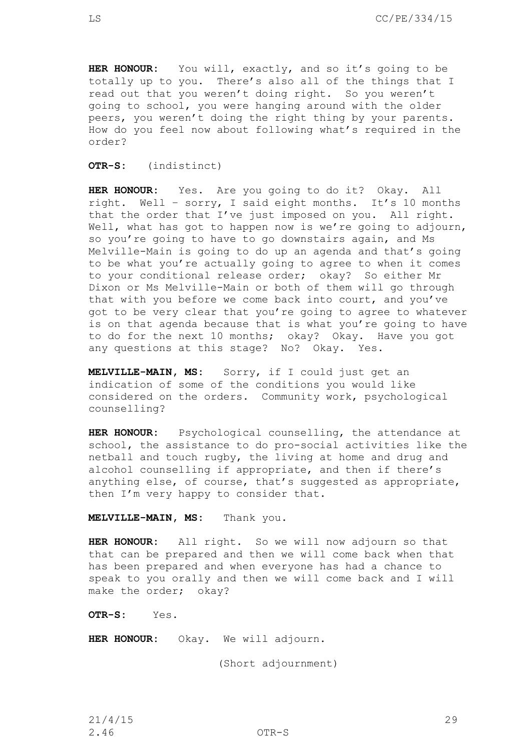**HER HONOUR:** You will, exactly, and so it's going to be totally up to you. There's also all of the things that I read out that you weren't doing right. So you weren't going to school, you were hanging around with the older peers, you weren't doing the right thing by your parents. How do you feel now about following what's required in the order?

**OTR-S:** (indistinct)

**HER HONOUR:** Yes. Are you going to do it? Okay. All right. Well – sorry, I said eight months. It's 10 months that the order that I've just imposed on you. All right. Well, what has got to happen now is we're going to adjourn, so you're going to have to go downstairs again, and Ms Melville-Main is going to do up an agenda and that's going to be what you're actually going to agree to when it comes to your conditional release order; okay? So either Mr Dixon or Ms Melville-Main or both of them will go through that with you before we come back into court, and you've got to be very clear that you're going to agree to whatever is on that agenda because that is what you're going to have to do for the next 10 months; okay? Okay. Have you got any questions at this stage? No? Okay. Yes.

**MELVILLE-MAIN, MS:** Sorry, if I could just get an indication of some of the conditions you would like considered on the orders. Community work, psychological counselling?

**HER HONOUR:** Psychological counselling, the attendance at school, the assistance to do pro-social activities like the netball and touch rugby, the living at home and drug and alcohol counselling if appropriate, and then if there's anything else, of course, that's suggested as appropriate, then I'm very happy to consider that.

**MELVILLE-MAIN, MS:** Thank you.

**HER HONOUR:** All right. So we will now adjourn so that that can be prepared and then we will come back when that has been prepared and when everyone has had a chance to speak to you orally and then we will come back and I will make the order; okay?

**OTR-S:** Yes.

**HER HONOUR:** Okay. We will adjourn.

(Short adjournment)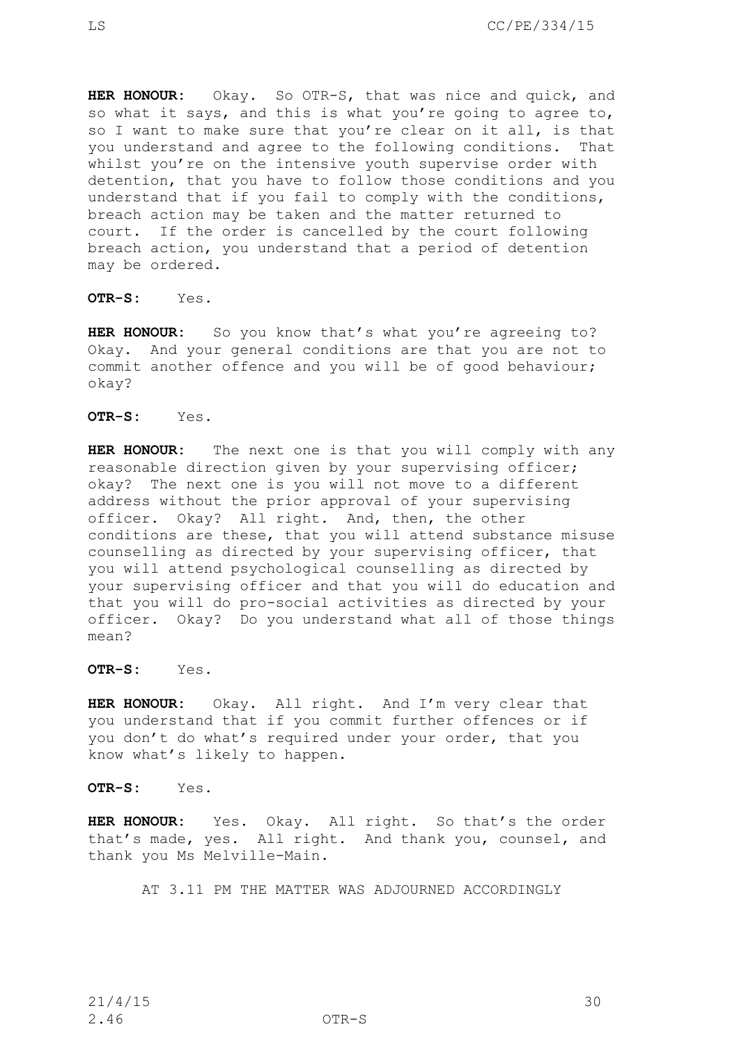**HER HONOUR:** Okay. So OTR-S, that was nice and quick, and so what it says, and this is what you're going to agree to, so I want to make sure that you're clear on it all, is that you understand and agree to the following conditions. That whilst you're on the intensive youth supervise order with detention, that you have to follow those conditions and you understand that if you fail to comply with the conditions, breach action may be taken and the matter returned to court. If the order is cancelled by the court following breach action, you understand that a period of detention may be ordered.

**OTR-S:** Yes.

**HER HONOUR:** So you know that's what you're agreeing to? Okay. And your general conditions are that you are not to commit another offence and you will be of good behaviour; okay?

**OTR-S:** Yes.

**HER HONOUR:** The next one is that you will comply with any reasonable direction given by your supervising officer; okay? The next one is you will not move to a different address without the prior approval of your supervising officer. Okay? All right. And, then, the other conditions are these, that you will attend substance misuse counselling as directed by your supervising officer, that you will attend psychological counselling as directed by your supervising officer and that you will do education and that you will do pro-social activities as directed by your officer. Okay? Do you understand what all of those things mean?

**OTR-S:** Yes.

**HER HONOUR:** Okay. All right. And I'm very clear that you understand that if you commit further offences or if you don't do what's required under your order, that you know what's likely to happen.

**OTR-S:** Yes.

**HER HONOUR:** Yes. Okay. All right. So that's the order that's made, yes. All right. And thank you, counsel, and thank you Ms Melville-Main.

AT 3.11 PM THE MATTER WAS ADJOURNED ACCORDINGLY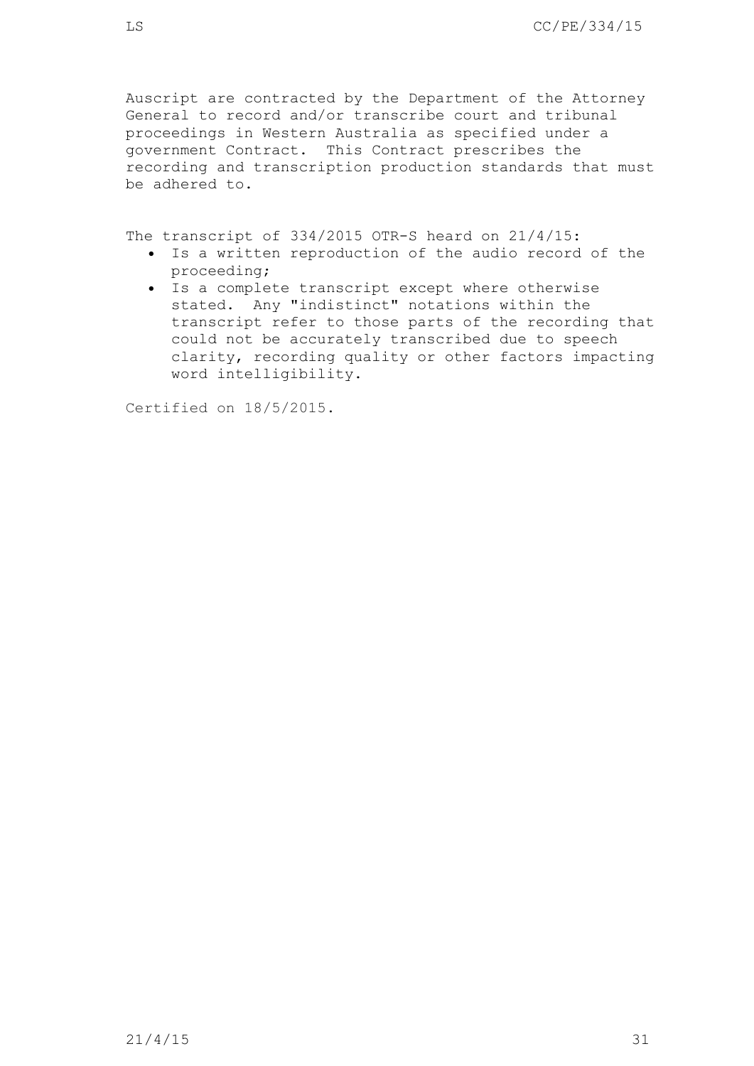Auscript are contracted by the Department of the Attorney General to record and/or transcribe court and tribunal proceedings in Western Australia as specified under a government Contract. This Contract prescribes the recording and transcription production standards that must be adhered to.

The transcript of 334/2015 OTR-S heard on 21/4/15:

- Is a written reproduction of the audio record of the proceeding;
- Is a complete transcript except where otherwise stated. Any "indistinct" notations within the transcript refer to those parts of the recording that could not be accurately transcribed due to speech clarity, recording quality or other factors impacting word intelligibility.

Certified on 18/5/2015.